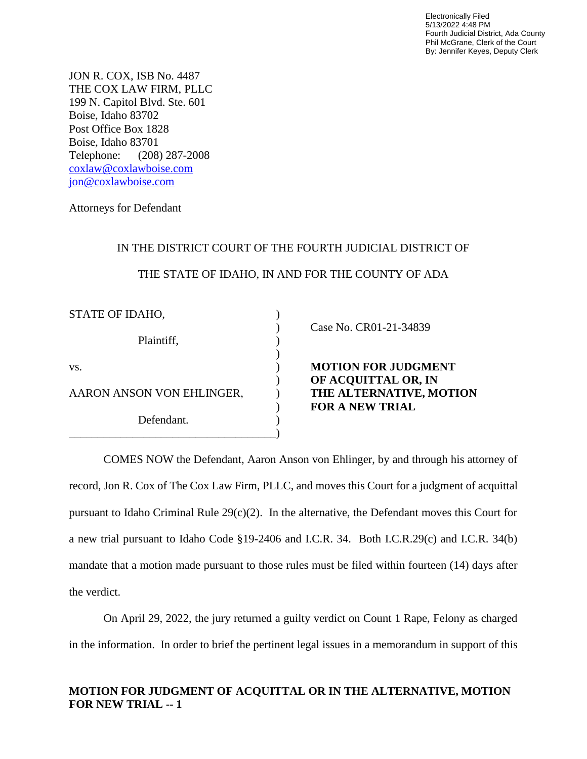Electronically Filed
5/13/2022 4:48 PM
Fourth Judicial District, Ada County
Phil McGrane, Clerk of the Court
By: Jennifer Keyes, Deputy Clerk

JON R. COX, ISB No. 4487
THE COX LAW FIRM, PLLC
199 N. Capitol Blvd. Ste. 601
Boise, Idaho 83702
Post Office Box 1828
Boise, Idaho 83701
Telephone: (208) 287-2008
coxlaw@coxlawboise.com
jon@coxlawboise.com

Attorneys for Defendant

IN THE DISTRICT COURT OF THE FOURTH JUDICIAL DISTRICT OF

THE STATE OF IDAHO, IN AND FOR THE COUNTY OF ADA

| | |
|---|---|
| STATE OF IDAHO,<br><br>Plaintiff,<br><br>vs.<br><br>AARON ANSON VON EHLINGER,<br><br>Defendant. | Case No. CR01-21-34839<br><br>**MOTION FOR JUDGMENT OF ACQUITTAL OR, IN THE ALTERNATIVE, MOTION FOR A NEW TRIAL** |

COMES NOW the Defendant, Aaron Anson von Ehlinger, by and through his attorney of record, Jon R. Cox of The Cox Law Firm, PLLC, and moves this Court for a judgment of acquittal pursuant to Idaho Criminal Rule 29(c)(2). In the alternative, the Defendant moves this Court for a new trial pursuant to Idaho Code §19-2406 and I.C.R. 34. Both I.C.R.29(c) and I.C.R. 34(b) mandate that a motion made pursuant to those rules must be filed within fourteen (14) days after the verdict.

On April 29, 2022, the jury returned a guilty verdict on Count 1 Rape, Felony as charged in the information. In order to brief the pertinent legal issues in a memorandum in support of this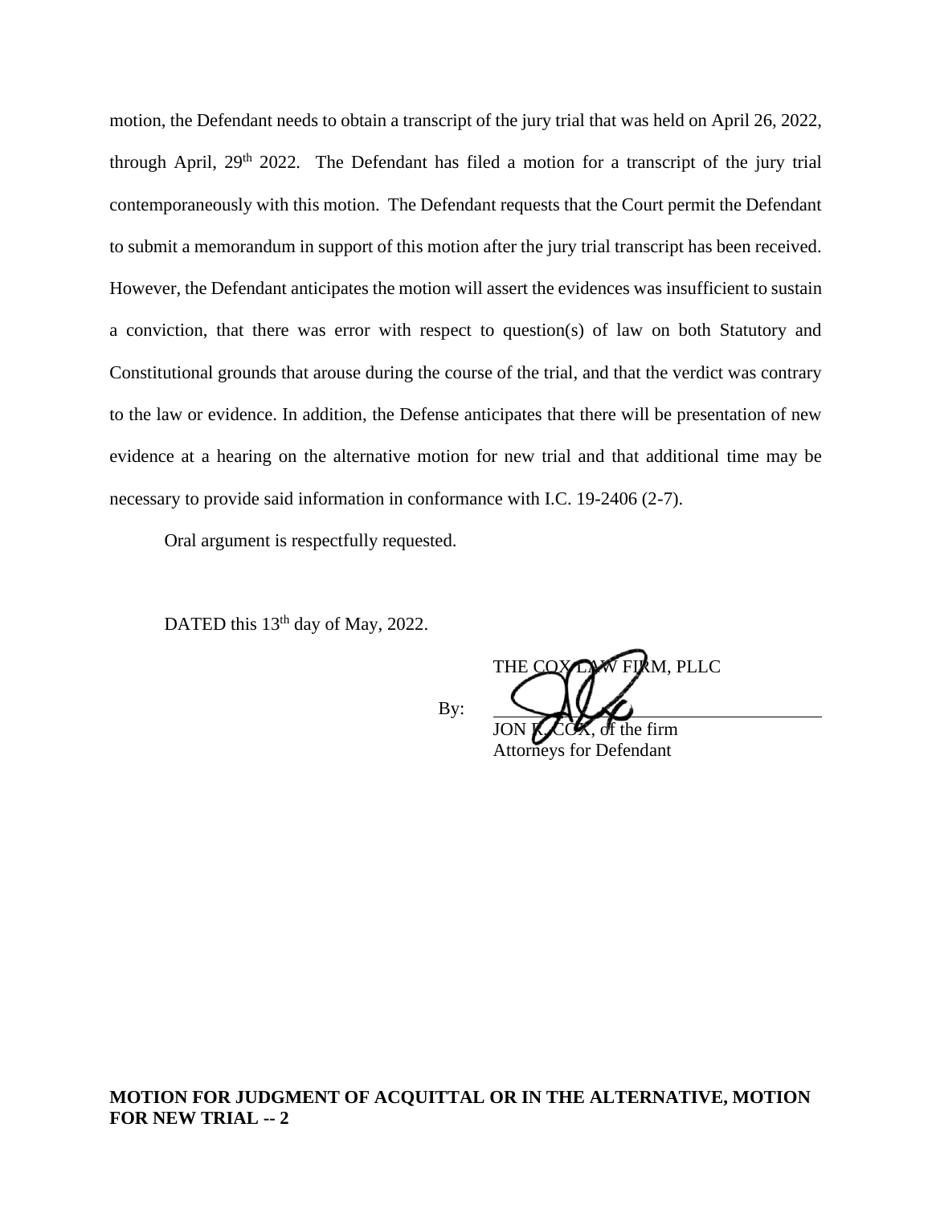motion, the Defendant needs to obtain a transcript of the jury trial that was held on April 26, 2022, through April, 29th 2022. The Defendant has filed a motion for a transcript of the jury trial contemporaneously with this motion. The Defendant requests that the Court permit the Defendant to submit a memorandum in support of this motion after the jury trial transcript has been received. However, the Defendant anticipates the motion will assert the evidences was insufficient to sustain a conviction, that there was error with respect to question(s) of law on both Statutory and Constitutional grounds that arouse during the course of the trial, and that the verdict was contrary to the law or evidence. In addition, the Defense anticipates that there will be presentation of new evidence at a hearing on the alternative motion for new trial and that additional time may be necessary to provide said information in conformance with I.C. 19-2406 (2-7).

Oral argument is respectfully requested.

DATED this 13th day of May, 2022.

THE COX LAW FIRM, PLLC

By: ______________________________
JON L. COX, of the firm
Attorneys for Defendant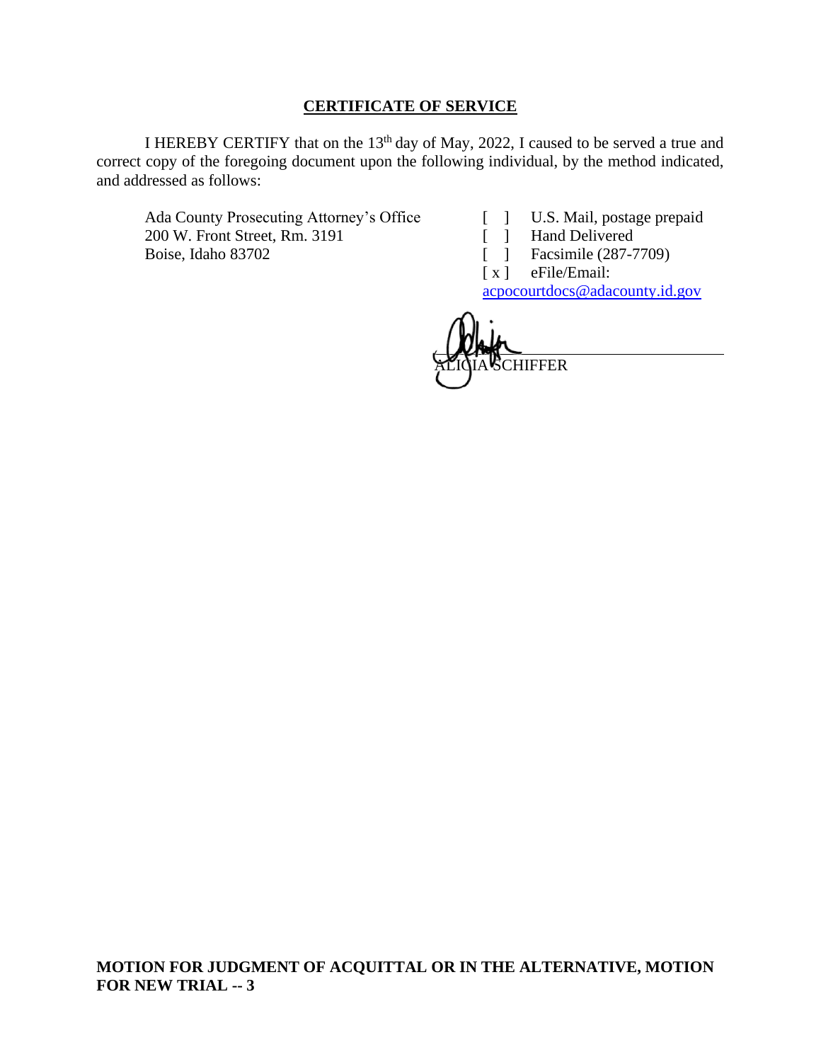## CERTIFICATE OF SERVICE

I HEREBY CERTIFY that on the 13th day of May, 2022, I caused to be served a true and correct copy of the foregoing document upon the following individual, by the method indicated, and addressed as follows:

| | |
|---|---|
| Ada County Prosecuting Attorney's Office<br>200 W. Front Street, Rm. 3191<br>Boise, Idaho 83702 | [ ] U.S. Mail, postage prepaid<br>[ ] Hand Delivered<br>[ ] Facsimile (287-7709)<br>[ x ] eFile/Email:<br>acpocourtdocs@adacounty.id.gov |

ALICIA SCHIFFER

**MOTION FOR JUDGMENT OF ACQUITTAL OR IN THE ALTERNATIVE, MOTION FOR NEW TRIAL -- 3**